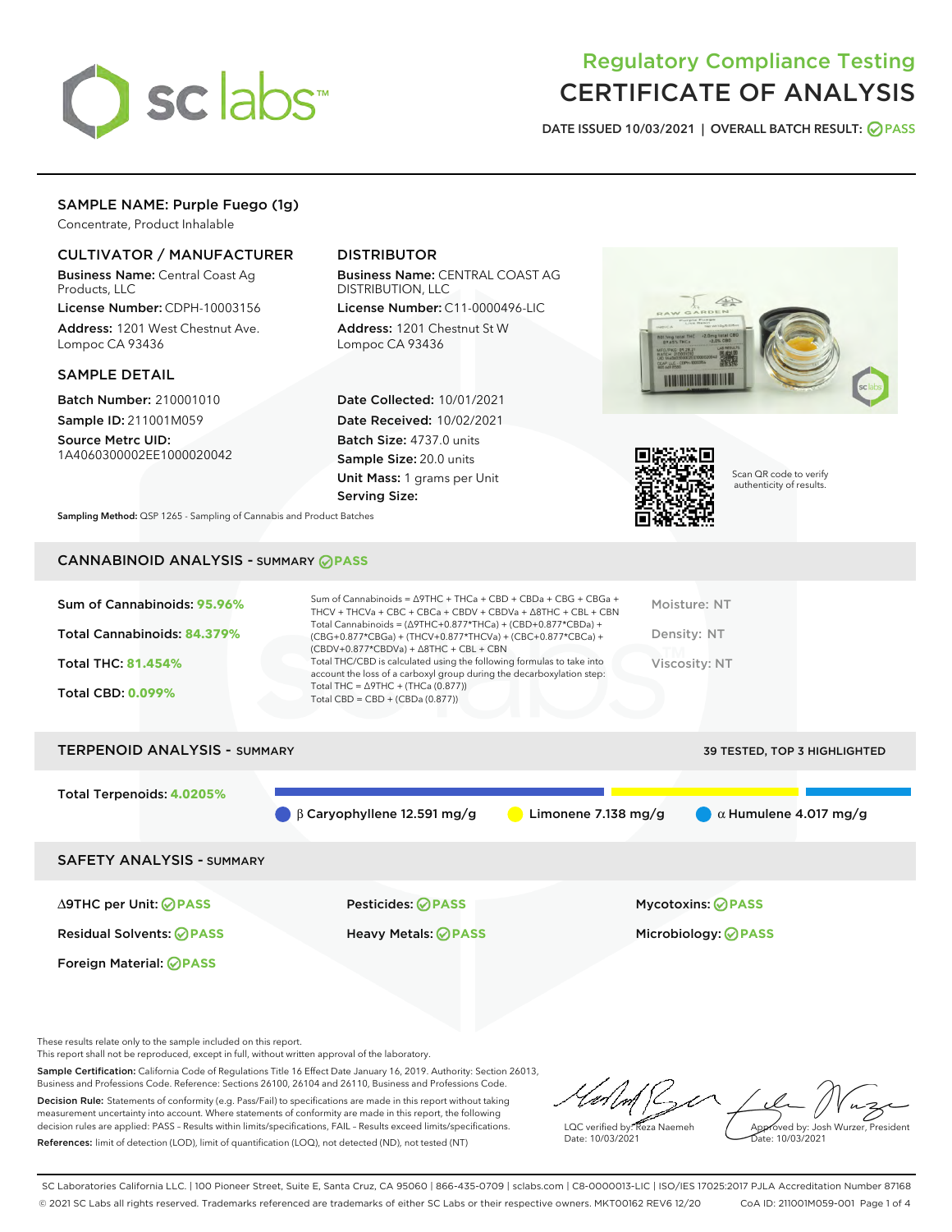# Regulatory Compliance Testing
# CERTIFICATE OF ANALYSIS

DATE ISSUED 10/03/2021 | OVERALL BATCH RESULT: PASS

## SAMPLE NAME: Purple Fuego (1g)

Concentrate, Product Inhalable

### CULTIVATOR / MANUFACTURER

**Business Name:** Central Coast Ag Products, LLC
**License Number:** CDPH-10003156
**Address:** 1201 West Chestnut Ave. Lompoc CA 93436

### DISTRIBUTOR

**Business Name:** CENTRAL COAST AG DISTRIBUTION, LLC
**License Number:** C11-0000496-LIC
**Address:** 1201 Chestnut St W Lompoc CA 93436

### SAMPLE DETAIL

**Batch Number:** 210001010
**Sample ID:** 211001M059
**Source Metrc UID:** 1A4060300002EE1000020042

**Date Collected:** 10/01/2021
**Date Received:** 10/02/2021
**Batch Size:** 4737.0 units
**Sample Size:** 20.0 units
**Unit Mass:** 1 grams per Unit
**Serving Size:**

Scan QR code to verify authenticity of results.

**Sampling Method:** QSP 1265 - Sampling of Cannabis and Product Batches

## CANNABINOID ANALYSIS - SUMMARY PASS

**Sum of Cannabinoids:** 95.96%
**Total Cannabinoids:** 84.379%
**Total THC:** 81.454%
**Total CBD:** 0.099%

Sum of Cannabinoids = Δ9THC + THCa + CBD + CBDa + CBG + CBGa + THCV + THCVa + CBC + CBCa + CBDV + CBDVa + Δ8THC + CBL + CBN
Total Cannabinoids = (Δ9THC+0.877*THCa) + (CBD+0.877*CBDa) + (CBG+0.877*CBGa) + (THCV+0.877*THCVa) + (CBC+0.877*CBCa) + (CBDV+0.877*CBDVa) + Δ8THC + CBL + CBN
Total THC/CBD is calculated using the following formulas to take into account the loss of a carboxyl group during the decarboxylation step:
Total THC = Δ9THC + (THCa (0.877))
Total CBD = CBD + (CBDa (0.877))

Moisture: NT
Density: NT
Viscosity: NT

## TERPENOID ANALYSIS - SUMMARY

39 TESTED, TOP 3 HIGHLIGHTED

**Total Terpenoids:** 4.0205%

β Caryophyllene 12.591 mg/g | Limonene 7.138 mg/g | α Humulene 4.017 mg/g

## SAFETY ANALYSIS - SUMMARY

| | | |
|---|---|---|
| Δ9THC per Unit: PASS | Pesticides: PASS | Mycotoxins: PASS |
| Residual Solvents: PASS | Heavy Metals: PASS | Microbiology: PASS |
| Foreign Material: PASS | | |

These results relate only to the sample included on this report.
This report shall not be reproduced, except in full, without written approval of the laboratory.

**Sample Certification:** California Code of Regulations Title 16 Effect Date January 16, 2019. Authority: Section 26013, Business and Professions Code. Reference: Sections 26100, 26104 and 26110, Business and Professions Code.

**Decision Rule:** Statements of conformity (e.g. Pass/Fail) to specifications are made in this report without taking measurement uncertainty into account. Where statements of conformity are made in this report, the following decision rules are applied: PASS – Results within limits/specifications, FAIL – Results exceed limits/specifications.

**References:** limit of detection (LOD), limit of quantification (LOQ), not detected (ND), not tested (NT)

LQC verified by: Reza Naemeh
Date: 10/03/2021

Approved by: Josh Wurzer, President
Date: 10/03/2021

SC Laboratories California LLC. | 100 Pioneer Street, Suite E, Santa Cruz, CA 95060 | 866-435-0709 | sclabs.com | C8-0000013-LIC | ISO/IES 17025:2017 PJLA Accreditation Number 87168
© 2021 SC Labs all rights reserved. Trademarks referenced are trademarks of either SC Labs or their respective owners. MKT00162 REV6 12/20 CoA ID: 211001M059-001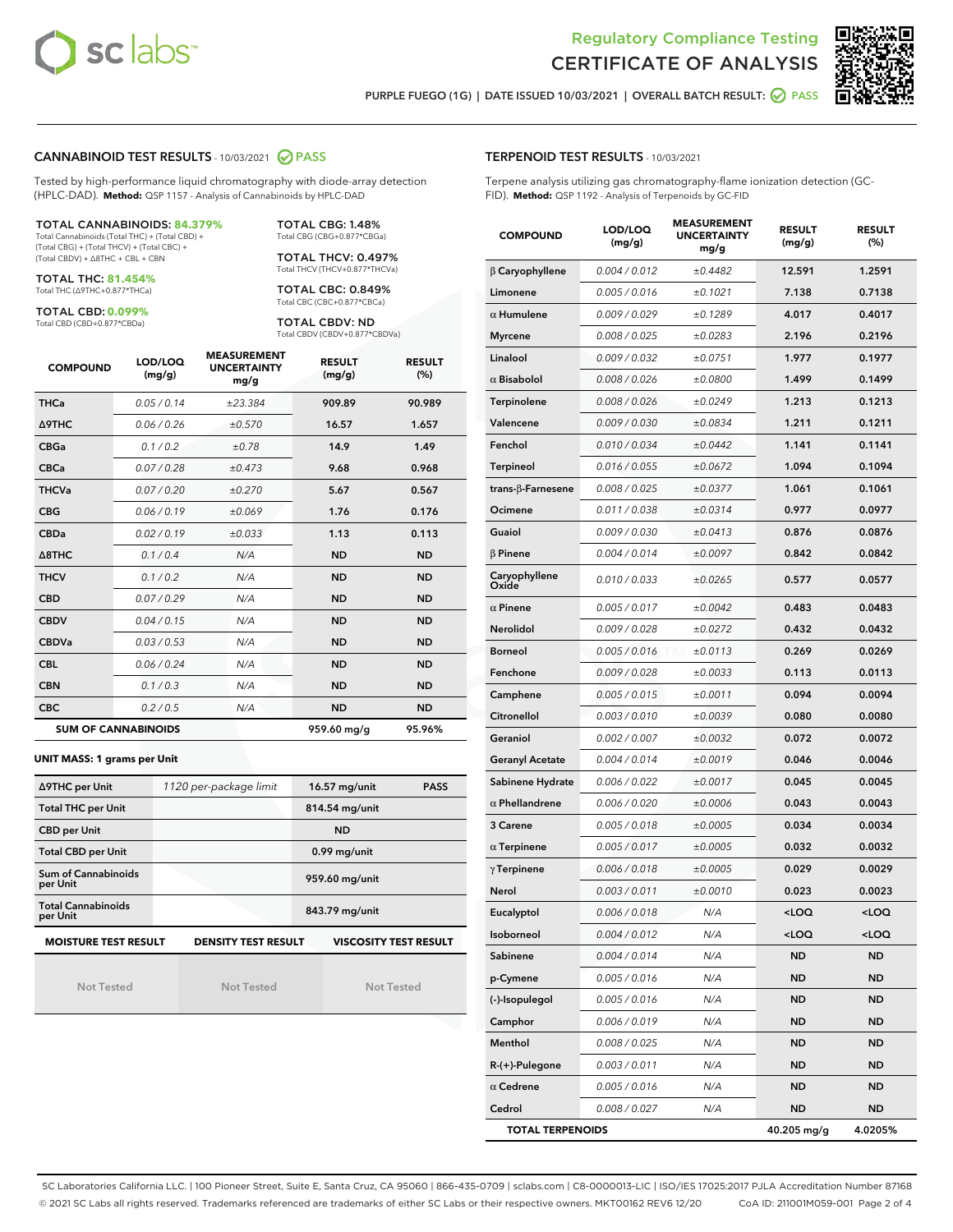# Regulatory Compliance Testing
# CERTIFICATE OF ANALYSIS

PURPLE FUEGO (1G) | DATE ISSUED 10/03/2021 | OVERALL BATCH RESULT: PASS

## CANNABINOID TEST RESULTS - 10/03/2021 PASS

Tested by high-performance liquid chromatography with diode-array detection (HPLC-DAD). **Method:** QSP 1157 - Analysis of Cannabinoids by HPLC-DAD

**TOTAL CANNABINOIDS: 84.379%**
Total Cannabinoids (Total THC) + (Total CBD) + (Total CBG) + (Total THCV) + (Total CBC) + (Total CBDV) + Δ8THC + CBL + CBN

**TOTAL THC: 81.454%**
Total THC (Δ9THC+0.877*THCa)

**TOTAL CBD: 0.099%**
Total CBD (CBD+0.877*CBDa)

**TOTAL CBG: 1.48%**
Total CBG (CBG+0.877*CBGa)

**TOTAL THCV: 0.497%**
Total THCV (THCV+0.877*THCVa)

**TOTAL CBC: 0.849%**
Total CBC (CBC+0.877*CBCa)

**TOTAL CBDV: ND**
Total CBDV (CBDV+0.877*CBDVa)

| COMPOUND | LOD/LOQ (mg/g) | MEASUREMENT UNCERTAINTY mg/g | RESULT (mg/g) | RESULT (%) |
|---|---|---|---|---|
| THCa | 0.05 / 0.14 | ±23.384 | 909.89 | 90.989 |
| Δ9THC | 0.06 / 0.26 | ±0.570 | 16.57 | 1.657 |
| CBGa | 0.1 / 0.2 | ±0.78 | 14.9 | 1.49 |
| CBCa | 0.07 / 0.28 | ±0.473 | 9.68 | 0.968 |
| THCVa | 0.07 / 0.20 | ±0.270 | 5.67 | 0.567 |
| CBG | 0.06 / 0.19 | ±0.069 | 1.76 | 0.176 |
| CBDa | 0.02 / 0.19 | ±0.033 | 1.13 | 0.113 |
| Δ8THC | 0.1 / 0.4 | N/A | ND | ND |
| THCV | 0.1 / 0.2 | N/A | ND | ND |
| CBD | 0.07 / 0.29 | N/A | ND | ND |
| CBDV | 0.04 / 0.15 | N/A | ND | ND |
| CBDVa | 0.03 / 0.53 | N/A | ND | ND |
| CBL | 0.06 / 0.24 | N/A | ND | ND |
| CBN | 0.1 / 0.3 | N/A | ND | ND |
| CBC | 0.2 / 0.5 | N/A | ND | ND |
| **SUM OF CANNABINOIDS** | | | 959.60 mg/g | 95.96% |

**UNIT MASS: 1 grams per Unit**

| | | | |
|---|---|---|---|
| Δ9THC per Unit | 1120 per-package limit | 16.57 mg/unit | PASS |
| Total THC per Unit | | 814.54 mg/unit | |
| CBD per Unit | | ND | |
| Total CBD per Unit | | 0.99 mg/unit | |
| Sum of Cannabinoids per Unit | | 959.60 mg/unit | |
| Total Cannabinoids per Unit | | 843.79 mg/unit | |

| MOISTURE TEST RESULT | DENSITY TEST RESULT | VISCOSITY TEST RESULT |
|---|---|---|
| Not Tested | Not Tested | Not Tested |

## TERPENOID TEST RESULTS - 10/03/2021

Terpene analysis utilizing gas chromatography-flame ionization detection (GC-FID). **Method:** QSP 1192 - Analysis of Terpenoids by GC-FID

| COMPOUND | LOD/LOQ (mg/g) | MEASUREMENT UNCERTAINTY mg/g | RESULT (mg/g) | RESULT (%) |
|---|---|---|---|---|
| β Caryophyllene | 0.004 / 0.012 | ±0.4482 | 12.591 | 1.2591 |
| Limonene | 0.005 / 0.016 | ±0.1021 | 7.138 | 0.7138 |
| α Humulene | 0.009 / 0.029 | ±0.1289 | 4.017 | 0.4017 |
| Myrcene | 0.008 / 0.025 | ±0.0283 | 2.196 | 0.2196 |
| Linalool | 0.009 / 0.032 | ±0.0751 | 1.977 | 0.1977 |
| α Bisabolol | 0.008 / 0.026 | ±0.0800 | 1.499 | 0.1499 |
| Terpinolene | 0.008 / 0.026 | ±0.0249 | 1.213 | 0.1213 |
| Valencene | 0.009 / 0.030 | ±0.0834 | 1.211 | 0.1211 |
| Fenchol | 0.010 / 0.034 | ±0.0442 | 1.141 | 0.1141 |
| Terpineol | 0.016 / 0.055 | ±0.0672 | 1.094 | 0.1094 |
| trans-β-Farnesene | 0.008 / 0.025 | ±0.0377 | 1.061 | 0.1061 |
| Ocimene | 0.011 / 0.038 | ±0.0314 | 0.977 | 0.0977 |
| Guaiol | 0.009 / 0.030 | ±0.0413 | 0.876 | 0.0876 |
| β Pinene | 0.004 / 0.014 | ±0.0097 | 0.842 | 0.0842 |
| Caryophyllene Oxide | 0.010 / 0.033 | ±0.0265 | 0.577 | 0.0577 |
| α Pinene | 0.005 / 0.017 | ±0.0042 | 0.483 | 0.0483 |
| Nerolidol | 0.009 / 0.028 | ±0.0272 | 0.432 | 0.0432 |
| Borneol | 0.005 / 0.016 | ±0.0113 | 0.269 | 0.0269 |
| Fenchone | 0.009 / 0.028 | ±0.0033 | 0.113 | 0.0113 |
| Camphene | 0.005 / 0.015 | ±0.0011 | 0.094 | 0.0094 |
| Citronellol | 0.003 / 0.010 | ±0.0039 | 0.080 | 0.0080 |
| Geraniol | 0.002 / 0.007 | ±0.0032 | 0.072 | 0.0072 |
| Geranyl Acetate | 0.004 / 0.014 | ±0.0019 | 0.046 | 0.0046 |
| Sabinene Hydrate | 0.006 / 0.022 | ±0.0017 | 0.045 | 0.0045 |
| α Phellandrene | 0.006 / 0.020 | ±0.0006 | 0.043 | 0.0043 |
| 3 Carene | 0.005 / 0.018 | ±0.0005 | 0.034 | 0.0034 |
| α Terpinene | 0.005 / 0.017 | ±0.0005 | 0.032 | 0.0032 |
| γ Terpinene | 0.006 / 0.018 | ±0.0005 | 0.029 | 0.0029 |
| Nerol | 0.003 / 0.011 | ±0.0010 | 0.023 | 0.0023 |
| Eucalyptol | 0.006 / 0.018 | N/A | <LOQ | <LOQ |
| Isoborneol | 0.004 / 0.012 | N/A | <LOQ | <LOQ |
| Sabinene | 0.004 / 0.014 | N/A | ND | ND |
| p-Cymene | 0.005 / 0.016 | N/A | ND | ND |
| (-)-Isopulegol | 0.005 / 0.016 | N/A | ND | ND |
| Camphor | 0.006 / 0.019 | N/A | ND | ND |
| Menthol | 0.008 / 0.025 | N/A | ND | ND |
| R-(+)-Pulegone | 0.003 / 0.011 | N/A | ND | ND |
| α Cedrene | 0.005 / 0.016 | N/A | ND | ND |
| Cedrol | 0.008 / 0.027 | N/A | ND | ND |
| **TOTAL TERPENOIDS** | | | 40.205 mg/g | 4.0205% |

SC Laboratories California LLC. | 100 Pioneer Street, Suite E, Santa Cruz, CA 95060 | 866-435-0709 | sclabs.com | C8-0000013-LIC | ISO/IES 17025:2017 PJLA Accreditation Number 87168
© 2021 SC Labs all rights reserved. Trademarks referenced are trademarks of either SC Labs or their respective owners. MKT00162 REV6 12/20 CoA ID: 211001M059-001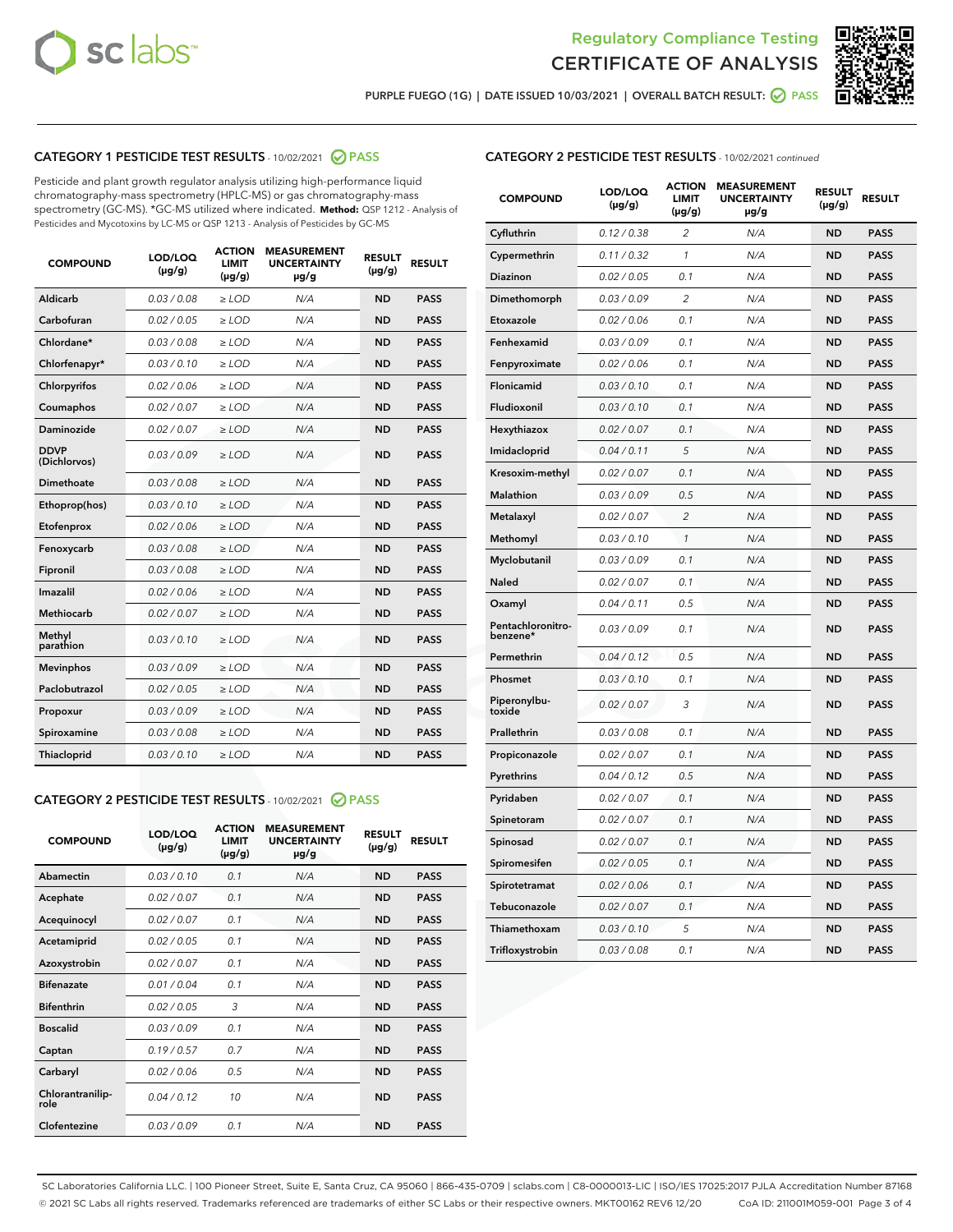Regulatory Compliance Testing
CERTIFICATE OF ANALYSIS

PURPLE FUEGO (1G) | DATE ISSUED 10/03/2021 | OVERALL BATCH RESULT: PASS

## CATEGORY 1 PESTICIDE TEST RESULTS - 10/02/2021 PASS

Pesticide and plant growth regulator analysis utilizing high-performance liquid chromatography-mass spectrometry (HPLC-MS) or gas chromatography-mass spectrometry (GC-MS). *GC-MS utilized where indicated. **Method:** QSP 1212 - Analysis of Pesticides and Mycotoxins by LC-MS or QSP 1213 - Analysis of Pesticides by GC-MS

| COMPOUND | LOD/LOQ (µg/g) | ACTION LIMIT (µg/g) | MEASUREMENT UNCERTAINTY µg/g | RESULT (µg/g) | RESULT |
|---|---|---|---|---|---|
| Aldicarb | 0.03 / 0.08 | ≥ LOD | N/A | ND | PASS |
| Carbofuran | 0.02 / 0.05 | ≥ LOD | N/A | ND | PASS |
| Chlordane* | 0.03 / 0.08 | ≥ LOD | N/A | ND | PASS |
| Chlorfenapyr* | 0.03 / 0.10 | ≥ LOD | N/A | ND | PASS |
| Chlorpyrifos | 0.02 / 0.06 | ≥ LOD | N/A | ND | PASS |
| Coumaphos | 0.02 / 0.07 | ≥ LOD | N/A | ND | PASS |
| Daminozide | 0.02 / 0.07 | ≥ LOD | N/A | ND | PASS |
| DDVP (Dichlorvos) | 0.03 / 0.09 | ≥ LOD | N/A | ND | PASS |
| Dimethoate | 0.03 / 0.08 | ≥ LOD | N/A | ND | PASS |
| Ethoprop(hos) | 0.03 / 0.10 | ≥ LOD | N/A | ND | PASS |
| Etofenprox | 0.02 / 0.06 | ≥ LOD | N/A | ND | PASS |
| Fenoxycarb | 0.03 / 0.08 | ≥ LOD | N/A | ND | PASS |
| Fipronil | 0.03 / 0.08 | ≥ LOD | N/A | ND | PASS |
| Imazalil | 0.02 / 0.06 | ≥ LOD | N/A | ND | PASS |
| Methiocarb | 0.02 / 0.07 | ≥ LOD | N/A | ND | PASS |
| Methyl parathion | 0.03 / 0.10 | ≥ LOD | N/A | ND | PASS |
| Mevinphos | 0.03 / 0.09 | ≥ LOD | N/A | ND | PASS |
| Paclobutrazol | 0.02 / 0.05 | ≥ LOD | N/A | ND | PASS |
| Propoxur | 0.03 / 0.09 | ≥ LOD | N/A | ND | PASS |
| Spiroxamine | 0.03 / 0.08 | ≥ LOD | N/A | ND | PASS |
| Thiacloprid | 0.03 / 0.10 | ≥ LOD | N/A | ND | PASS |

## CATEGORY 2 PESTICIDE TEST RESULTS - 10/02/2021 PASS

| COMPOUND | LOD/LOQ (µg/g) | ACTION LIMIT (µg/g) | MEASUREMENT UNCERTAINTY µg/g | RESULT (µg/g) | RESULT |
|---|---|---|---|---|---|
| Abamectin | 0.03 / 0.10 | 0.1 | N/A | ND | PASS |
| Acephate | 0.02 / 0.07 | 0.1 | N/A | ND | PASS |
| Acequinocyl | 0.02 / 0.07 | 0.1 | N/A | ND | PASS |
| Acetamiprid | 0.02 / 0.05 | 0.1 | N/A | ND | PASS |
| Azoxystrobin | 0.02 / 0.07 | 0.1 | N/A | ND | PASS |
| Bifenazate | 0.01 / 0.04 | 0.1 | N/A | ND | PASS |
| Bifenthrin | 0.02 / 0.05 | 3 | N/A | ND | PASS |
| Boscalid | 0.03 / 0.09 | 0.1 | N/A | ND | PASS |
| Captan | 0.19 / 0.57 | 0.7 | N/A | ND | PASS |
| Carbaryl | 0.02 / 0.06 | 0.5 | N/A | ND | PASS |
| Chlorantraniliprole | 0.04 / 0.12 | 10 | N/A | ND | PASS |
| Clofentezine | 0.03 / 0.09 | 0.1 | N/A | ND | PASS |
| Cyfluthrin | 0.12 / 0.38 | 2 | N/A | ND | PASS |
| Cypermethrin | 0.11 / 0.32 | 1 | N/A | ND | PASS |
| Diazinon | 0.02 / 0.05 | 0.1 | N/A | ND | PASS |
| Dimethomorph | 0.03 / 0.09 | 2 | N/A | ND | PASS |
| Etoxazole | 0.02 / 0.06 | 0.1 | N/A | ND | PASS |
| Fenhexamid | 0.03 / 0.09 | 0.1 | N/A | ND | PASS |
| Fenpyroximate | 0.02 / 0.06 | 0.1 | N/A | ND | PASS |
| Flonicamid | 0.03 / 0.10 | 0.1 | N/A | ND | PASS |
| Fludioxonil | 0.03 / 0.10 | 0.1 | N/A | ND | PASS |
| Hexythiazox | 0.02 / 0.07 | 0.1 | N/A | ND | PASS |
| Imidacloprid | 0.04 / 0.11 | 5 | N/A | ND | PASS |
| Kresoxim-methyl | 0.02 / 0.07 | 0.1 | N/A | ND | PASS |
| Malathion | 0.03 / 0.09 | 0.5 | N/A | ND | PASS |
| Metalaxyl | 0.02 / 0.07 | 2 | N/A | ND | PASS |
| Methomyl | 0.03 / 0.10 | 1 | N/A | ND | PASS |
| Myclobutanil | 0.03 / 0.09 | 0.1 | N/A | ND | PASS |
| Naled | 0.02 / 0.07 | 0.1 | N/A | ND | PASS |
| Oxamyl | 0.04 / 0.11 | 0.5 | N/A | ND | PASS |
| Pentachloronitrobenzene* | 0.03 / 0.09 | 0.1 | N/A | ND | PASS |
| Permethrin | 0.04 / 0.12 | 0.5 | N/A | ND | PASS |
| Phosmet | 0.03 / 0.10 | 0.1 | N/A | ND | PASS |
| Piperonylbutoxide | 0.02 / 0.07 | 3 | N/A | ND | PASS |
| Prallethrin | 0.03 / 0.08 | 0.1 | N/A | ND | PASS |
| Propiconazole | 0.02 / 0.07 | 0.1 | N/A | ND | PASS |
| Pyrethrins | 0.04 / 0.12 | 0.5 | N/A | ND | PASS |
| Pyridaben | 0.02 / 0.07 | 0.1 | N/A | ND | PASS |
| Spinetoram | 0.02 / 0.07 | 0.1 | N/A | ND | PASS |
| Spinosad | 0.02 / 0.07 | 0.1 | N/A | ND | PASS |
| Spiromesifen | 0.02 / 0.05 | 0.1 | N/A | ND | PASS |
| Spirotetramat | 0.02 / 0.06 | 0.1 | N/A | ND | PASS |
| Tebuconazole | 0.02 / 0.07 | 0.1 | N/A | ND | PASS |
| Thiamethoxam | 0.03 / 0.10 | 5 | N/A | ND | PASS |
| Trifloxystrobin | 0.03 / 0.08 | 0.1 | N/A | ND | PASS |

SC Laboratories California LLC. | 100 Pioneer Street, Suite E, Santa Cruz, CA 95060 | 866-435-0709 | sclabs.com | C8-0000013-LIC | ISO/IES 17025:2017 PJLA Accreditation Number 87168
© 2021 SC Labs all rights reserved. Trademarks referenced are trademarks of either SC Labs or their respective owners. MKT00162 REV6 12/20 CoA ID: 211001M059-001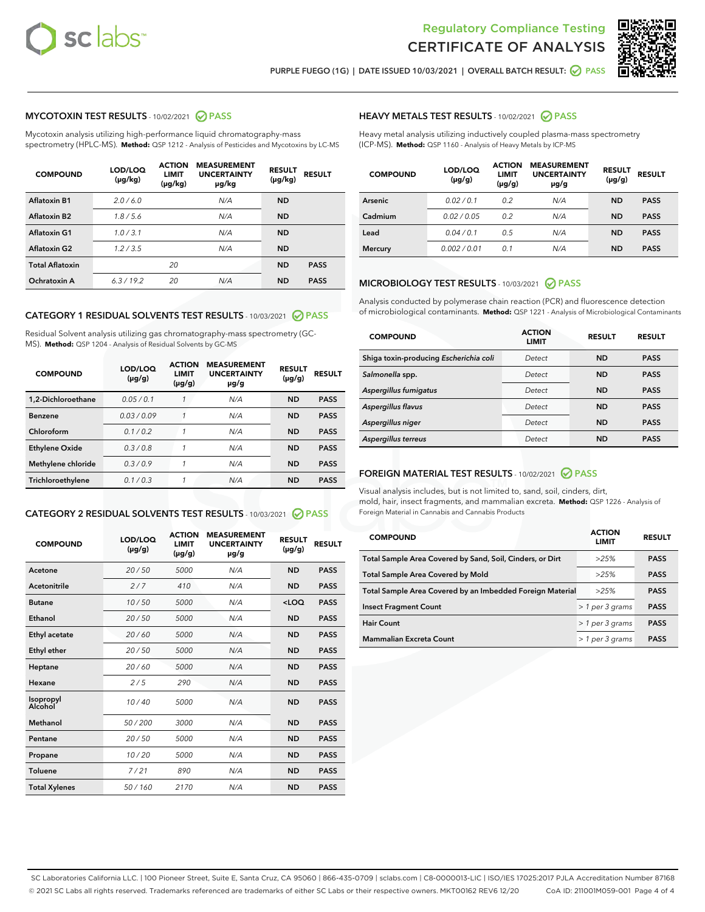# Regulatory Compliance Testing
# CERTIFICATE OF ANALYSIS

PURPLE FUEGO (1G) | DATE ISSUED 10/03/2021 | OVERALL BATCH RESULT: PASS

## MYCOTOXIN TEST RESULTS - 10/02/2021 PASS

Mycotoxin analysis utilizing high-performance liquid chromatography-mass spectrometry (HPLC-MS). **Method:** QSP 1212 - Analysis of Pesticides and Mycotoxins by LC-MS

| COMPOUND | LOD/LOQ (µg/kg) | ACTION LIMIT (µg/kg) | MEASUREMENT UNCERTAINTY µg/kg | RESULT (µg/kg) | RESULT |
|---|---|---|---|---|---|
| Aflatoxin B1 | 2.0 / 6.0 | | N/A | ND | |
| Aflatoxin B2 | 1.8 / 5.6 | | N/A | ND | |
| Aflatoxin G1 | 1.0 / 3.1 | | N/A | ND | |
| Aflatoxin G2 | 1.2 / 3.5 | | N/A | ND | |
| Total Aflatoxin | | 20 | | ND | PASS |
| Ochratoxin A | 6.3 / 19.2 | 20 | N/A | ND | PASS |

## CATEGORY 1 RESIDUAL SOLVENTS TEST RESULTS - 10/03/2021 PASS

Residual Solvent analysis utilizing gas chromatography-mass spectrometry (GC-MS). **Method:** QSP 1204 - Analysis of Residual Solvents by GC-MS

| COMPOUND | LOD/LOQ (µg/g) | ACTION LIMIT (µg/g) | MEASUREMENT UNCERTAINTY µg/g | RESULT (µg/g) | RESULT |
|---|---|---|---|---|---|
| 1,2-Dichloroethane | 0.05 / 0.1 | 1 | N/A | ND | PASS |
| Benzene | 0.03 / 0.09 | 1 | N/A | ND | PASS |
| Chloroform | 0.1 / 0.2 | 1 | N/A | ND | PASS |
| Ethylene Oxide | 0.3 / 0.8 | 1 | N/A | ND | PASS |
| Methylene chloride | 0.3 / 0.9 | 1 | N/A | ND | PASS |
| Trichloroethylene | 0.1 / 0.3 | 1 | N/A | ND | PASS |

## CATEGORY 2 RESIDUAL SOLVENTS TEST RESULTS - 10/03/2021 PASS

| COMPOUND | LOD/LOQ (µg/g) | ACTION LIMIT (µg/g) | MEASUREMENT UNCERTAINTY µg/g | RESULT (µg/g) | RESULT |
|---|---|---|---|---|---|
| Acetone | 20 / 50 | 5000 | N/A | ND | PASS |
| Acetonitrile | 2 / 7 | 410 | N/A | ND | PASS |
| Butane | 10 / 50 | 5000 | N/A | <LOQ | PASS |
| Ethanol | 20 / 50 | 5000 | N/A | ND | PASS |
| Ethyl acetate | 20 / 60 | 5000 | N/A | ND | PASS |
| Ethyl ether | 20 / 50 | 5000 | N/A | ND | PASS |
| Heptane | 20 / 60 | 5000 | N/A | ND | PASS |
| Hexane | 2 / 5 | 290 | N/A | ND | PASS |
| Isopropyl Alcohol | 10 / 40 | 5000 | N/A | ND | PASS |
| Methanol | 50 / 200 | 3000 | N/A | ND | PASS |
| Pentane | 20 / 50 | 5000 | N/A | ND | PASS |
| Propane | 10 / 20 | 5000 | N/A | ND | PASS |
| Toluene | 7 / 21 | 890 | N/A | ND | PASS |
| Total Xylenes | 50 / 160 | 2170 | N/A | ND | PASS |

## HEAVY METALS TEST RESULTS - 10/02/2021 PASS

Heavy metal analysis utilizing inductively coupled plasma-mass spectrometry (ICP-MS). **Method:** QSP 1160 - Analysis of Heavy Metals by ICP-MS

| COMPOUND | LOD/LOQ (µg/g) | ACTION LIMIT (µg/g) | MEASUREMENT UNCERTAINTY µg/g | RESULT (µg/g) | RESULT |
|---|---|---|---|---|---|
| Arsenic | 0.02 / 0.1 | 0.2 | N/A | ND | PASS |
| Cadmium | 0.02 / 0.05 | 0.2 | N/A | ND | PASS |
| Lead | 0.04 / 0.1 | 0.5 | N/A | ND | PASS |
| Mercury | 0.002 / 0.01 | 0.1 | N/A | ND | PASS |

## MICROBIOLOGY TEST RESULTS - 10/03/2021 PASS

Analysis conducted by polymerase chain reaction (PCR) and fluorescence detection of microbiological contaminants. **Method:** QSP 1221 - Analysis of Microbiological Contaminants

| COMPOUND | ACTION LIMIT | RESULT | RESULT |
|---|---|---|---|
| Shiga toxin-producing *Escherichia coli* | Detect | ND | PASS |
| *Salmonella* spp. | Detect | ND | PASS |
| *Aspergillus fumigatus* | Detect | ND | PASS |
| *Aspergillus flavus* | Detect | ND | PASS |
| *Aspergillus niger* | Detect | ND | PASS |
| *Aspergillus terreus* | Detect | ND | PASS |

## FOREIGN MATERIAL TEST RESULTS - 10/02/2021 PASS

Visual analysis includes, but is not limited to, sand, soil, cinders, dirt, mold, hair, insect fragments, and mammalian excreta. **Method:** QSP 1226 - Analysis of Foreign Material in Cannabis and Cannabis Products

| COMPOUND | ACTION LIMIT | RESULT |
|---|---|---|
| Total Sample Area Covered by Sand, Soil, Cinders, or Dirt | >25% | PASS |
| Total Sample Area Covered by Mold | >25% | PASS |
| Total Sample Area Covered by an Imbedded Foreign Material | >25% | PASS |
| Insect Fragment Count | > 1 per 3 grams | PASS |
| Hair Count | > 1 per 3 grams | PASS |
| Mammalian Excreta Count | > 1 per 3 grams | PASS |

SC Laboratories California LLC. | 100 Pioneer Street, Suite E, Santa Cruz, CA 95060 | 866-435-0709 | sclabs.com | C8-0000013-LIC | ISO/IES 17025:2017 PJLA Accreditation Number 87168
© 2021 SC Labs all rights reserved. Trademarks referenced are trademarks of either SC Labs or their respective owners. MKT00162 REV6 12/20 CoA ID: 211001M059-001